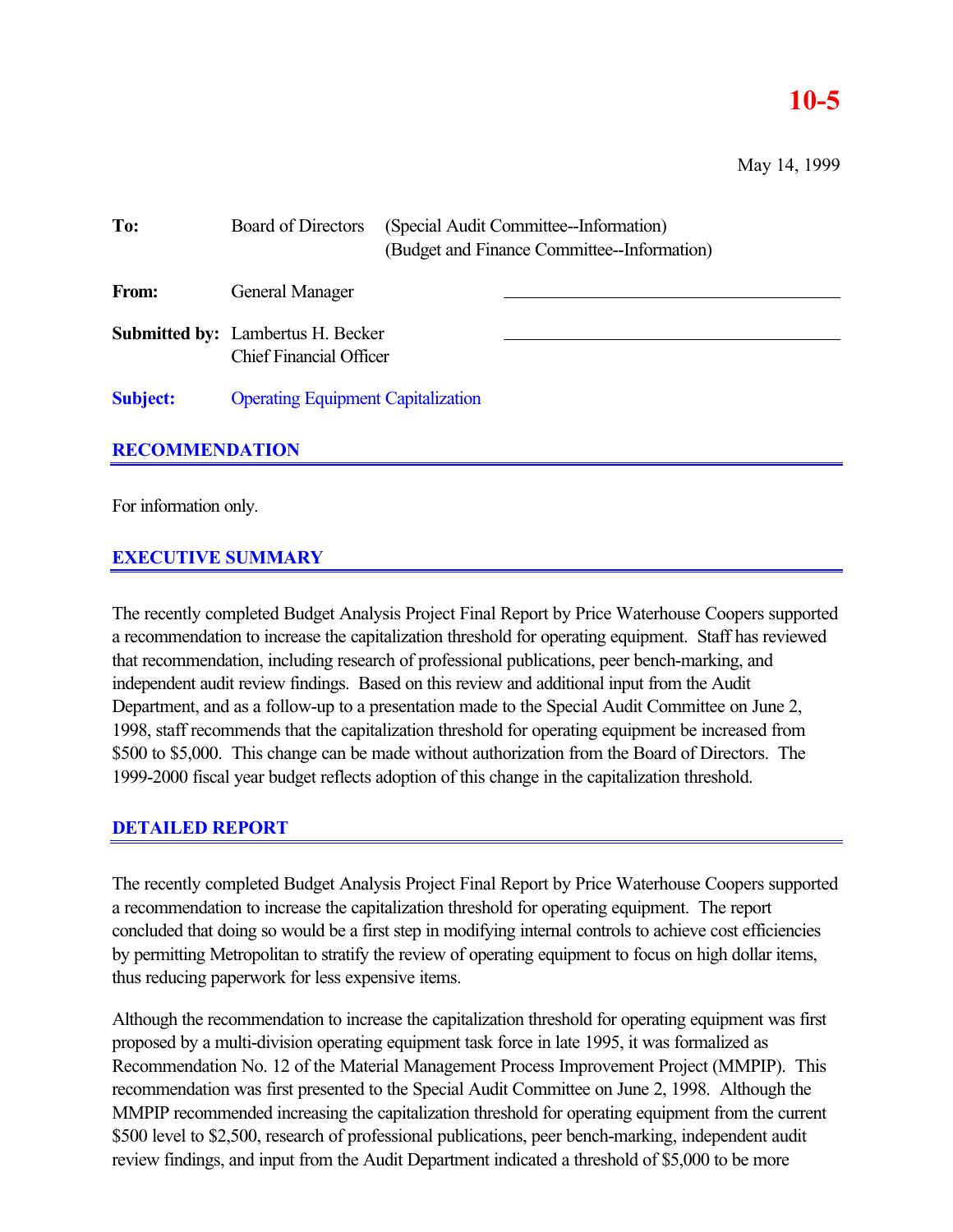**10-5**

May 14, 1999

| | | |
|---|---|---|
| **To:** | Board of Directors | (Special Audit Committee--Information) (Budget and Finance Committee--Information) |
| **From:** | General Manager | |
| **Submitted by:** | Lambertus H. Becker Chief Financial Officer | |
| **Subject:** | Operating Equipment Capitalization | |

## RECOMMENDATION

For information only.

## EXECUTIVE SUMMARY

The recently completed Budget Analysis Project Final Report by Price Waterhouse Coopers supported a recommendation to increase the capitalization threshold for operating equipment. Staff has reviewed that recommendation, including research of professional publications, peer bench-marking, and independent audit review findings. Based on this review and additional input from the Audit Department, and as a follow-up to a presentation made to the Special Audit Committee on June 2, 1998, staff recommends that the capitalization threshold for operating equipment be increased from $500 to $5,000. This change can be made without authorization from the Board of Directors. The 1999-2000 fiscal year budget reflects adoption of this change in the capitalization threshold.

## DETAILED REPORT

The recently completed Budget Analysis Project Final Report by Price Waterhouse Coopers supported a recommendation to increase the capitalization threshold for operating equipment. The report concluded that doing so would be a first step in modifying internal controls to achieve cost efficiencies by permitting Metropolitan to stratify the review of operating equipment to focus on high dollar items, thus reducing paperwork for less expensive items.

Although the recommendation to increase the capitalization threshold for operating equipment was first proposed by a multi-division operating equipment task force in late 1995, it was formalized as Recommendation No. 12 of the Material Management Process Improvement Project (MMPIP). This recommendation was first presented to the Special Audit Committee on June 2, 1998. Although the MMPIP recommended increasing the capitalization threshold for operating equipment from the current $500 level to $2,500, research of professional publications, peer bench-marking, independent audit review findings, and input from the Audit Department indicated a threshold of $5,000 to be more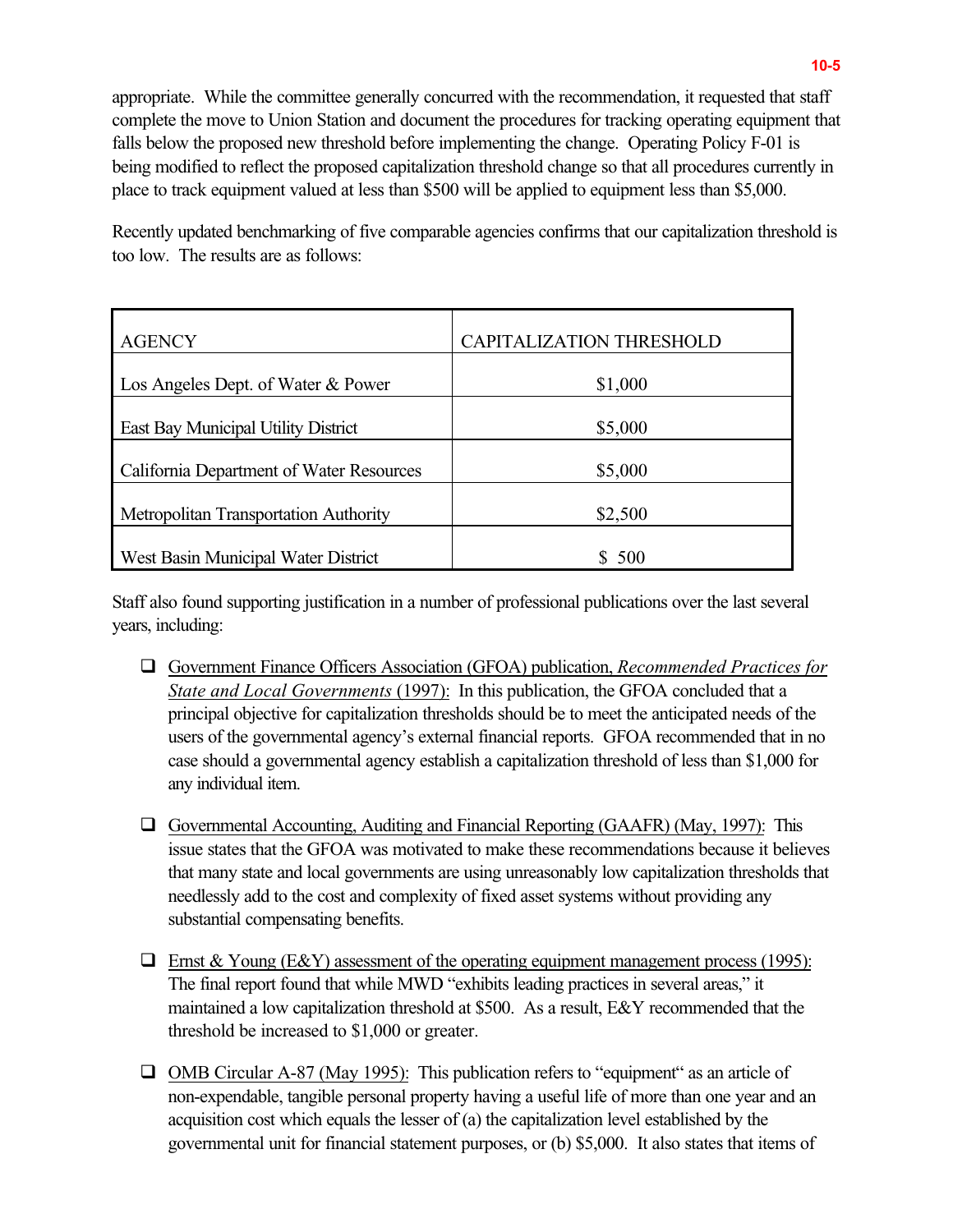appropriate. While the committee generally concurred with the recommendation, it requested that staff complete the move to Union Station and document the procedures for tracking operating equipment that falls below the proposed new threshold before implementing the change. Operating Policy F-01 is being modified to reflect the proposed capitalization threshold change so that all procedures currently in place to track equipment valued at less than $500 will be applied to equipment less than $5,000.

Recently updated benchmarking of five comparable agencies confirms that our capitalization threshold is too low. The results are as follows:

| AGENCY | CAPITALIZATION THRESHOLD |
|---|---|
| Los Angeles Dept. of Water & Power | $1,000 |
| East Bay Municipal Utility District | $5,000 |
| California Department of Water Resources | $5,000 |
| Metropolitan Transportation Authority | $2,500 |
| West Basin Municipal Water District | $ 500 |

Staff also found supporting justification in a number of professional publications over the last several years, including:

- Government Finance Officers Association (GFOA) publication, *Recommended Practices for State and Local Governments* (1997): In this publication, the GFOA concluded that a principal objective for capitalization thresholds should be to meet the anticipated needs of the users of the governmental agency's external financial reports. GFOA recommended that in no case should a governmental agency establish a capitalization threshold of less than $1,000 for any individual item.

- Governmental Accounting, Auditing and Financial Reporting (GAAFR) (May, 1997): This issue states that the GFOA was motivated to make these recommendations because it believes that many state and local governments are using unreasonably low capitalization thresholds that needlessly add to the cost and complexity of fixed asset systems without providing any substantial compensating benefits.

- Ernst & Young (E&Y) assessment of the operating equipment management process (1995): The final report found that while MWD "exhibits leading practices in several areas," it maintained a low capitalization threshold at $500. As a result, E&Y recommended that the threshold be increased to $1,000 or greater.

- OMB Circular A-87 (May 1995): This publication refers to "equipment" as an article of non-expendable, tangible personal property having a useful life of more than one year and an acquisition cost which equals the lesser of (a) the capitalization level established by the governmental unit for financial statement purposes, or (b) $5,000. It also states that items of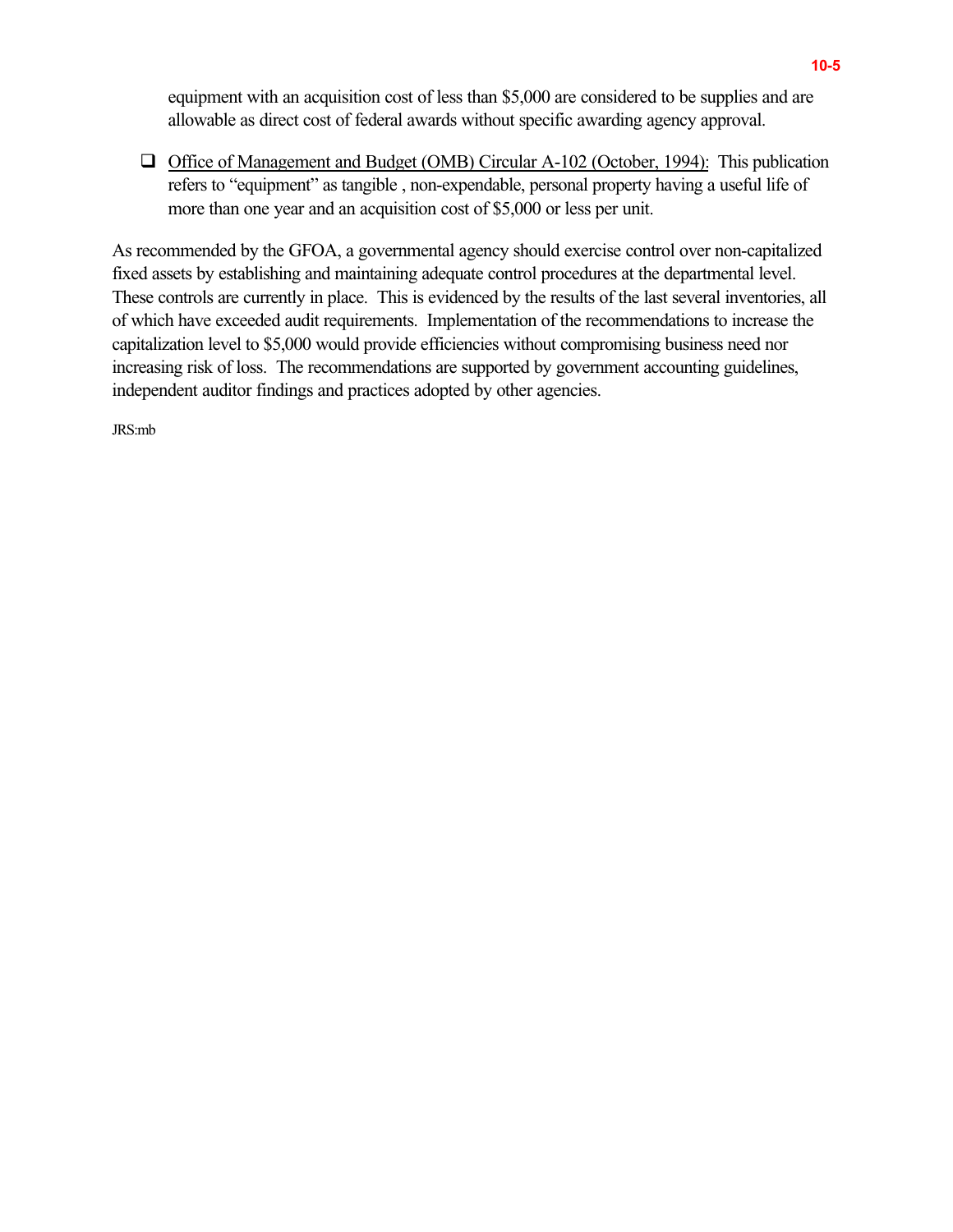equipment with an acquisition cost of less than $5,000 are considered to be supplies and are allowable as direct cost of federal awards without specific awarding agency approval.

- Office of Management and Budget (OMB) Circular A-102 (October, 1994): This publication refers to "equipment" as tangible , non-expendable, personal property having a useful life of more than one year and an acquisition cost of $5,000 or less per unit.

As recommended by the GFOA, a governmental agency should exercise control over non-capitalized fixed assets by establishing and maintaining adequate control procedures at the departmental level. These controls are currently in place. This is evidenced by the results of the last several inventories, all of which have exceeded audit requirements. Implementation of the recommendations to increase the capitalization level to $5,000 would provide efficiencies without compromising business need nor increasing risk of loss. The recommendations are supported by government accounting guidelines, independent auditor findings and practices adopted by other agencies.

JRS:mb